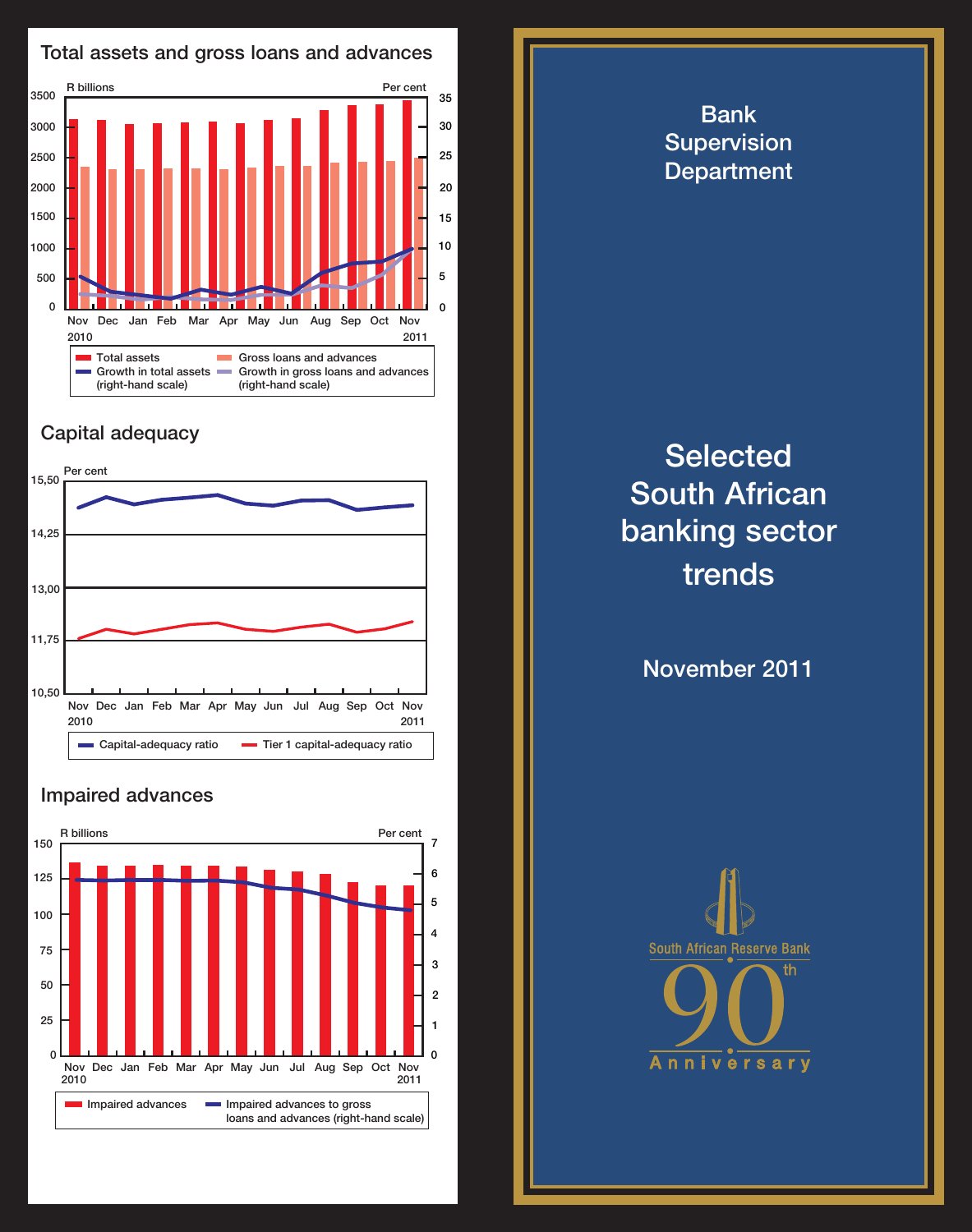## Total assets and gross loans and advances

R billions | Per cent

Nov 2010, Dec, Jan, Feb, Mar, Apr, May, Jun, Aug, Sep, Oct, Nov 2011

- Total assets
- Growth in total assets (right-hand scale)
- Gross loans and advances
- Growth in gross loans and advances (right-hand scale)

## Capital adequacy

Per cent

Nov 2010, Dec, Jan, Feb, Mar, Apr, May, Jun, Jul, Aug, Sep, Oct, Nov 2011

- Capital-adequacy ratio
- Tier 1 capital-adequacy ratio

## Impaired advances

R billions | Per cent

Nov 2010, Dec, Jan, Feb, Mar, Apr, May, Jun, Jul, Aug, Sep, Oct, Nov 2011

- Impaired advances
- Impaired advances to gross loans and advances (right-hand scale)

# Bank Supervision Department

# Selected South African banking sector trends

## November 2011

South African Reserve Bank 90th Anniversary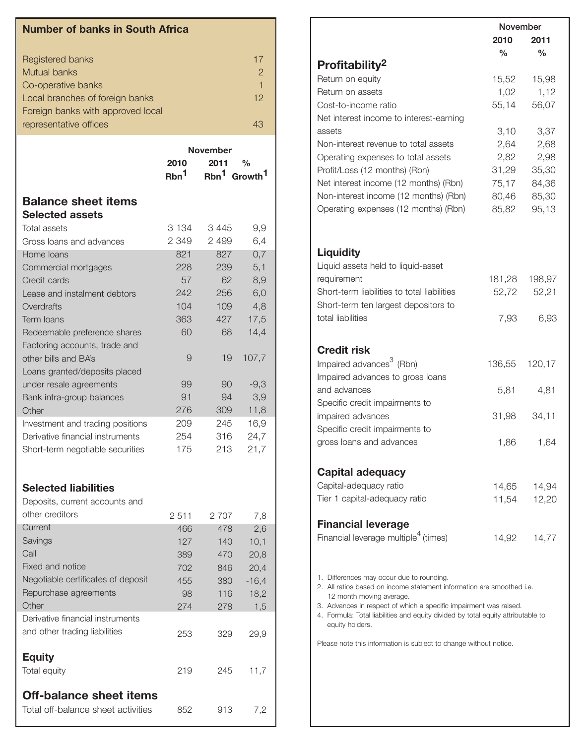## Number of banks in South Africa

| | |
|---|---|
| Registered banks | 17 |
| Mutual banks | 2 |
| Co-operative banks | 1 |
| Local branches of foreign banks | 12 |
| Foreign banks with approved local representative offices | 43 |

| | November 2010 Rbn[1] | November 2011 Rbn[1] | % Growth[1] |
|---|---|---|---|
| **Balance sheet items** | | | |
| **Selected assets** | | | |
| Total assets | 3 134 | 3 445 | 9,9 |
| Gross loans and advances | 2 349 | 2 499 | 6,4 |
| Home loans | 821 | 827 | 0,7 |
| Commercial mortgages | 228 | 239 | 5,1 |
| Credit cards | 57 | 62 | 8,9 |
| Lease and instalment debtors | 242 | 256 | 6,0 |
| Overdrafts | 104 | 109 | 4,8 |
| Term loans | 363 | 427 | 17,5 |
| Redeemable preference shares | 60 | 68 | 14,4 |
| Factoring accounts, trade and other bills and BA's | 9 | 19 | 107,7 |
| Loans granted/deposits placed under resale agreements | 99 | 90 | -9,3 |
| Bank intra-group balances | 91 | 94 | 3,9 |
| Other | 276 | 309 | 11,8 |
| Investment and trading positions | 209 | 245 | 16,9 |
| Derivative financial instruments | 254 | 316 | 24,7 |
| Short-term negotiable securities | 175 | 213 | 21,7 |
| **Selected liabilities** | | | |
| Deposits, current accounts and other creditors | 2 511 | 2 707 | 7,8 |
| Current | 466 | 478 | 2,6 |
| Savings | 127 | 140 | 10,1 |
| Call | 389 | 470 | 20,8 |
| Fixed and notice | 702 | 846 | 20,4 |
| Negotiable certificates of deposit | 455 | 380 | -16,4 |
| Repurchase agreements | 98 | 116 | 18,2 |
| Other | 274 | 278 | 1,5 |
| Derivative financial instruments and other trading liabilities | 253 | 329 | 29,9 |
| **Equity** | | | |
| Total equity | 219 | 245 | 11,7 |
| **Off-balance sheet items** | | | |
| Total off-balance sheet activities | 852 | 913 | 7,2 |

| | November 2010 % | November 2011 % |
|---|---|---|
| **Profitability[2]** | | |
| Return on equity | 15,52 | 15,98 |
| Return on assets | 1,02 | 1,12 |
| Cost-to-income ratio | 55,14 | 56,07 |
| Net interest income to interest-earning assets | 3,10 | 3,37 |
| Non-interest revenue to total assets | 2,64 | 2,68 |
| Operating expenses to total assets | 2,82 | 2,98 |
| Profit/Loss (12 months) (Rbn) | 31,29 | 35,30 |
| Net interest income (12 months) (Rbn) | 75,17 | 84,36 |
| Non-interest income (12 months) (Rbn) | 80,46 | 85,30 |
| Operating expenses (12 months) (Rbn) | 85,82 | 95,13 |
| **Liquidity** | | |
| Liquid assets held to liquid-asset requirement | 181,28 | 198,97 |
| Short-term liabilities to total liabilities | 52,72 | 52,21 |
| Short-term ten largest depositors to total liabilities | 7,93 | 6,93 |
| **Credit risk** | | |
| Impaired advances[3] (Rbn) | 136,55 | 120,17 |
| Impaired advances to gross loans and advances | 5,81 | 4,81 |
| Specific credit impairments to impaired advances | 31,98 | 34,11 |
| Specific credit impairments to gross loans and advances | 1,86 | 1,64 |
| **Capital adequacy** | | |
| Capital-adequacy ratio | 14,65 | 14,94 |
| Tier 1 capital-adequacy ratio | 11,54 | 12,20 |
| **Financial leverage** | | |
| Financial leverage multiple[4] (times) | 14,92 | 14,77 |

1. Differences may occur due to rounding.
2. All ratios based on income statement information are smoothed i.e. 12 month moving average.
3. Advances in respect of which a specific impairment was raised.
4. Formula: Total liabilities and equity divided by total equity attributable to equity holders.

Please note this information is subject to change without notice.